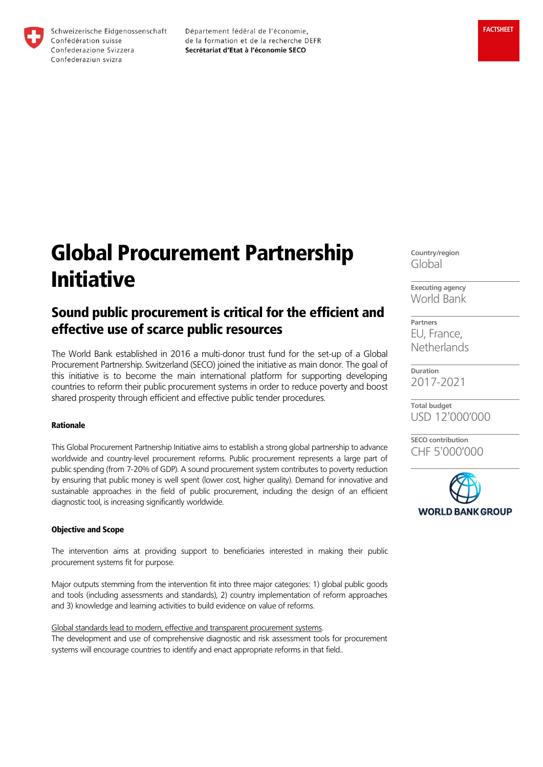Schweizerische Eidgenossenschaft
Confédération suisse
Confederazione Svizzera
Confederaziun svizra

Département fédéral de l'économie,
de la formation et de la recherche DEFR
**Secrétariat d'Etat à l'économie SECO**

FACTSHEET

# Global Procurement Partnership Initiative

## Sound public procurement is critical for the efficient and effective use of scarce public resources

The World Bank established in 2016 a multi-donor trust fund for the set-up of a Global Procurement Partnership. Switzerland (SECO) joined the initiative as main donor. The goal of this initiative is to become the main international platform for supporting developing countries to reform their public procurement systems in order to reduce poverty and boost shared prosperity through efficient and effective public tender procedures.

**Country/region**
Global

**Executing agency**
World Bank

**Partners**
EU, France, Netherlands

**Duration**
2017-2021

**Total budget**
USD 12'000'000

**SECO contribution**
CHF 5'000'000

WORLD BANK GROUP

#### Rationale

This Global Procurement Partnership Initiative aims to establish a strong global partnership to advance worldwide and country-level procurement reforms. Public procurement represents a large part of public spending (from 7-20% of GDP). A sound procurement system contributes to poverty reduction by ensuring that public money is well spent (lower cost, higher quality). Demand for innovative and sustainable approaches in the field of public procurement, including the design of an efficient diagnostic tool, is increasing significantly worldwide.

#### Objective and Scope

The intervention aims at providing support to beneficiaries interested in making their public procurement systems fit for purpose.

Major outputs stemming from the intervention fit into three major categories: 1) global public goods and tools (including assessments and standards), 2) country implementation of reform approaches and 3) knowledge and learning activities to build evidence on value of reforms.

<u>Global standards lead to modern, effective and transparent procurement systems</u>.
The development and use of comprehensive diagnostic and risk assessment tools for procurement systems will encourage countries to identify and enact appropriate reforms in that field..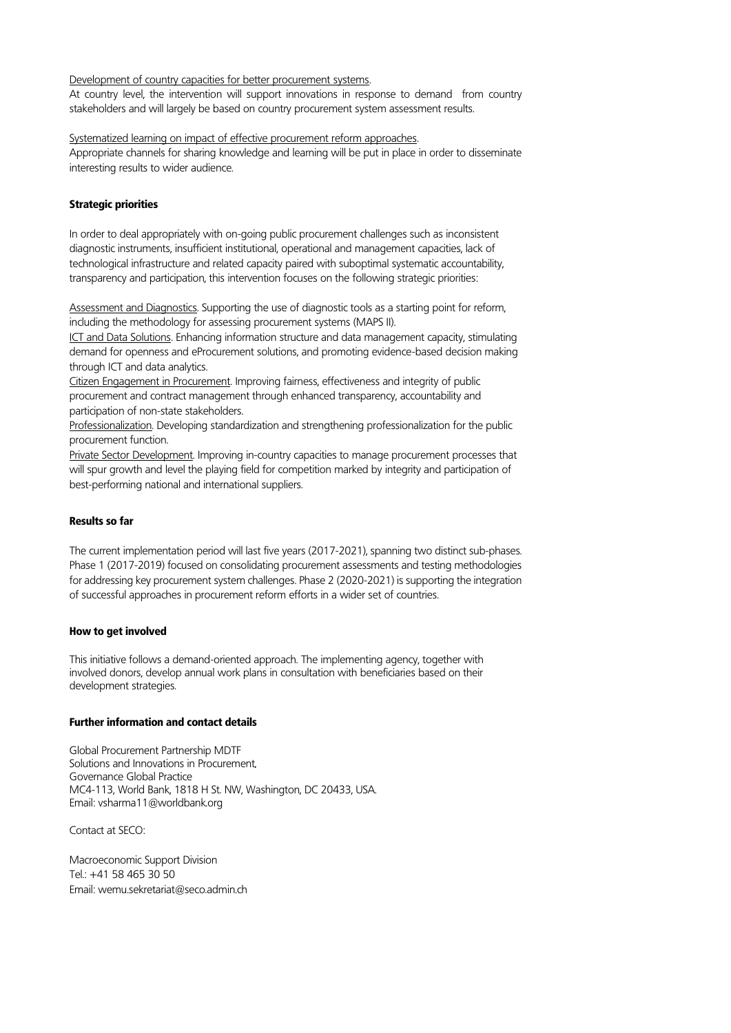Development of country capacities for better procurement systems.
At country level, the intervention will support innovations in response to demand from country stakeholders and will largely be based on country procurement system assessment results.

Systematized learning on impact of effective procurement reform approaches.
Appropriate channels for sharing knowledge and learning will be put in place in order to disseminate interesting results to wider audience.

## Strategic priorities

In order to deal appropriately with on-going public procurement challenges such as inconsistent diagnostic instruments, insufficient institutional, operational and management capacities, lack of technological infrastructure and related capacity paired with suboptimal systematic accountability, transparency and participation, this intervention focuses on the following strategic priorities:

Assessment and Diagnostics. Supporting the use of diagnostic tools as a starting point for reform, including the methodology for assessing procurement systems (MAPS II).
ICT and Data Solutions. Enhancing information structure and data management capacity, stimulating demand for openness and eProcurement solutions, and promoting evidence-based decision making through ICT and data analytics.
Citizen Engagement in Procurement. Improving fairness, effectiveness and integrity of public procurement and contract management through enhanced transparency, accountability and participation of non-state stakeholders.
Professionalization. Developing standardization and strengthening professionalization for the public procurement function.
Private Sector Development. Improving in-country capacities to manage procurement processes that will spur growth and level the playing field for competition marked by integrity and participation of best-performing national and international suppliers.

## Results so far

The current implementation period will last five years (2017-2021), spanning two distinct sub-phases. Phase 1 (2017-2019) focused on consolidating procurement assessments and testing methodologies for addressing key procurement system challenges. Phase 2 (2020-2021) is supporting the integration of successful approaches in procurement reform efforts in a wider set of countries.

## How to get involved

This initiative follows a demand-oriented approach. The implementing agency, together with involved donors, develop annual work plans in consultation with beneficiaries based on their development strategies.

## Further information and contact details

Global Procurement Partnership MDTF
Solutions and Innovations in Procurement.
Governance Global Practice
MC4-113, World Bank, 1818 H St. NW, Washington, DC 20433, USA.
Email: vsharma11@worldbank.org

Contact at SECO:

Macroeconomic Support Division
Tel.: +41 58 465 30 50
Email: wemu.sekretariat@seco.admin.ch